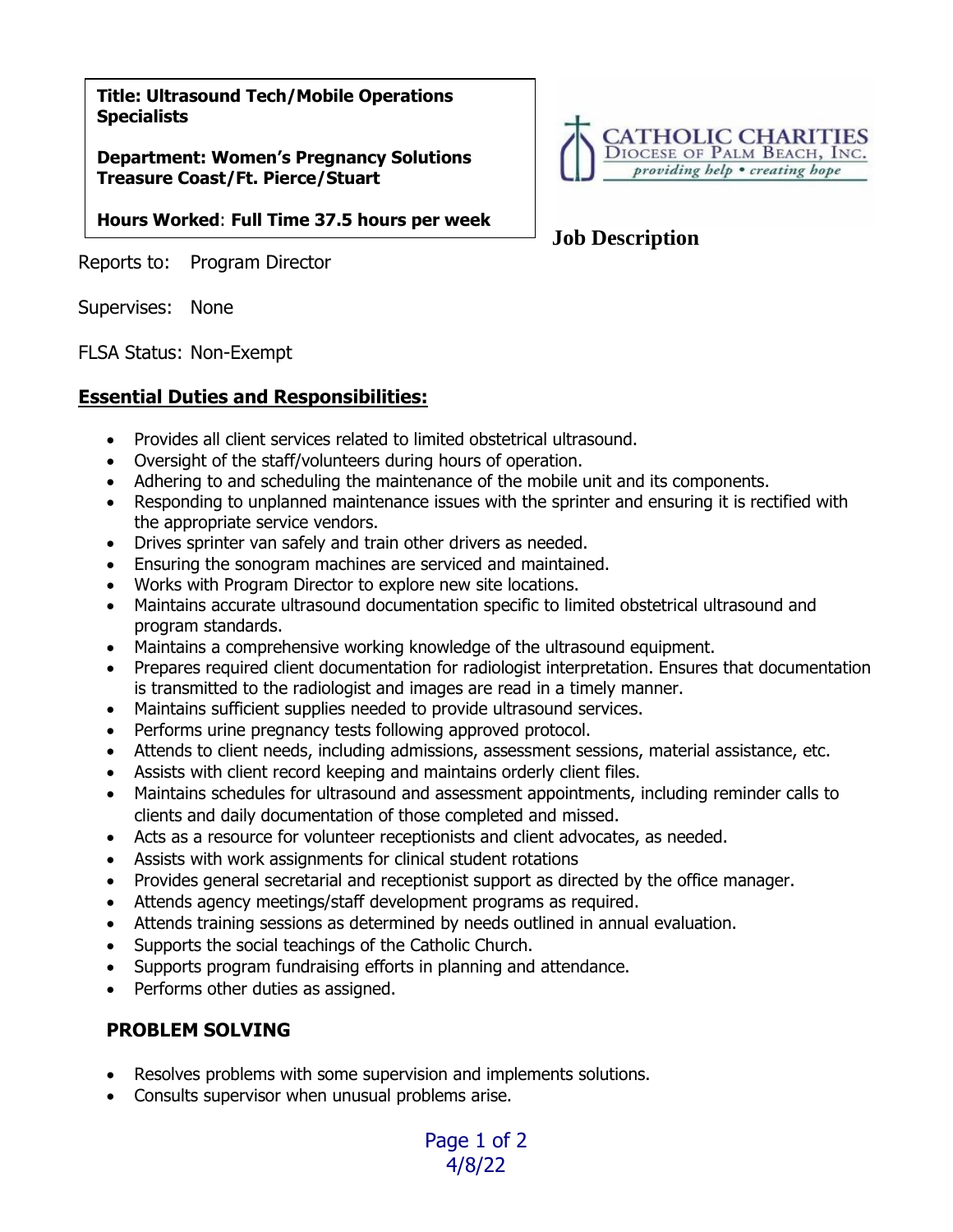**Title: Ultrasound Tech/Mobile Operations Specialists**

**Department: Women's Pregnancy Solutions Treasure Coast/Ft. Pierce/Stuart**

**Hours Worked: Full Time 37.5 hours per week**

CATHOLIC CHARITIES
DIOCESE OF PALM BEACH, INC.
*providing help • creating hope*

# Job Description

Reports to: Program Director

Supervises: None

FLSA Status: Non-Exempt

## Essential Duties and Responsibilities:

- Provides all client services related to limited obstetrical ultrasound.
- Oversight of the staff/volunteers during hours of operation.
- Adhering to and scheduling the maintenance of the mobile unit and its components.
- Responding to unplanned maintenance issues with the sprinter and ensuring it is rectified with the appropriate service vendors.
- Drives sprinter van safely and train other drivers as needed.
- Ensuring the sonogram machines are serviced and maintained.
- Works with Program Director to explore new site locations.
- Maintains accurate ultrasound documentation specific to limited obstetrical ultrasound and program standards.
- Maintains a comprehensive working knowledge of the ultrasound equipment.
- Prepares required client documentation for radiologist interpretation. Ensures that documentation is transmitted to the radiologist and images are read in a timely manner.
- Maintains sufficient supplies needed to provide ultrasound services.
- Performs urine pregnancy tests following approved protocol.
- Attends to client needs, including admissions, assessment sessions, material assistance, etc.
- Assists with client record keeping and maintains orderly client files.
- Maintains schedules for ultrasound and assessment appointments, including reminder calls to clients and daily documentation of those completed and missed.
- Acts as a resource for volunteer receptionists and client advocates, as needed.
- Assists with work assignments for clinical student rotations
- Provides general secretarial and receptionist support as directed by the office manager.
- Attends agency meetings/staff development programs as required.
- Attends training sessions as determined by needs outlined in annual evaluation.
- Supports the social teachings of the Catholic Church.
- Supports program fundraising efforts in planning and attendance.
- Performs other duties as assigned.

### PROBLEM SOLVING

- Resolves problems with some supervision and implements solutions.
- Consults supervisor when unusual problems arise.

4/8/22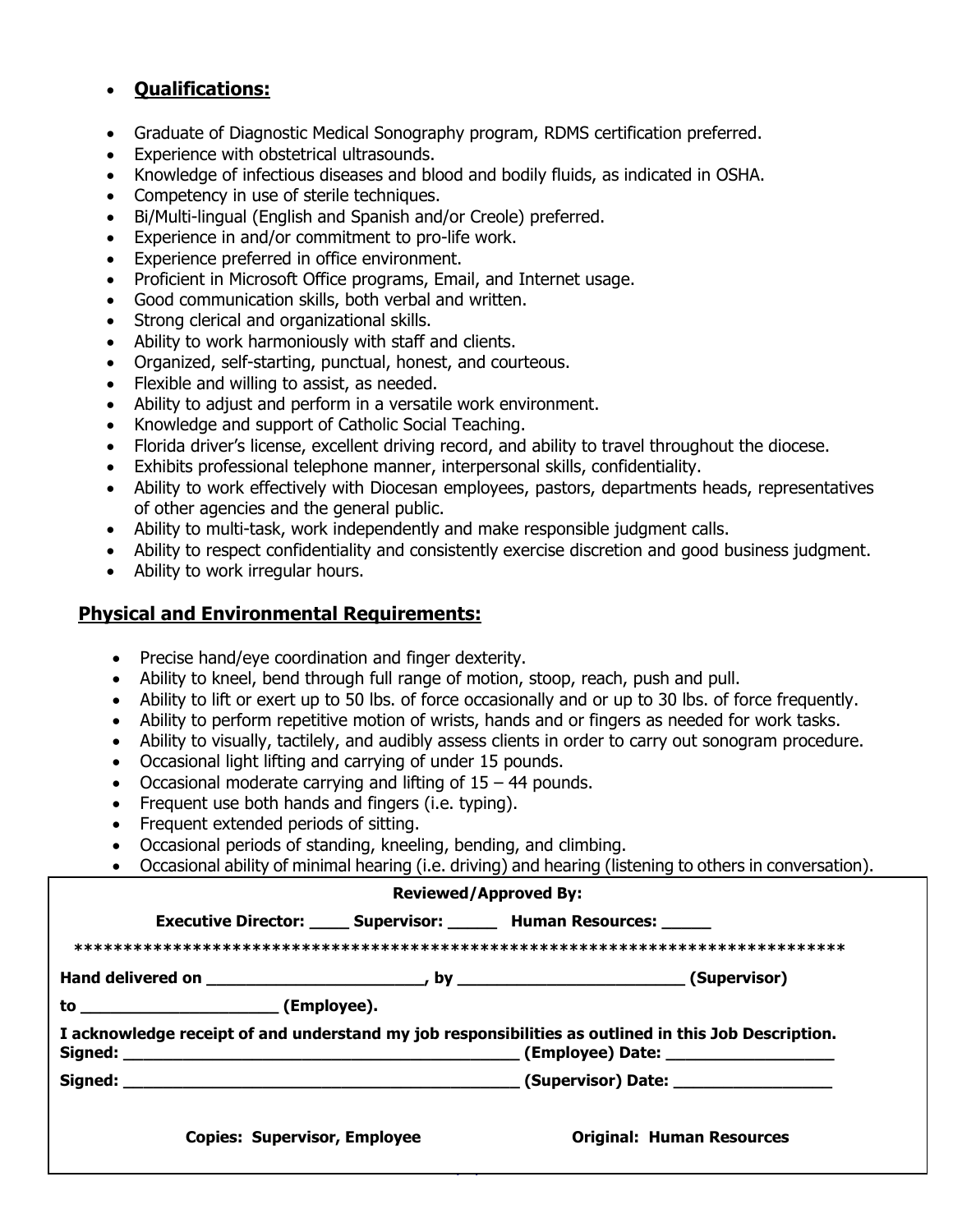- **Qualifications:**

- Graduate of Diagnostic Medical Sonography program, RDMS certification preferred.
- Experience with obstetrical ultrasounds.
- Knowledge of infectious diseases and blood and bodily fluids, as indicated in OSHA.
- Competency in use of sterile techniques.
- Bi/Multi-lingual (English and Spanish and/or Creole) preferred.
- Experience in and/or commitment to pro-life work.
- Experience preferred in office environment.
- Proficient in Microsoft Office programs, Email, and Internet usage.
- Good communication skills, both verbal and written.
- Strong clerical and organizational skills.
- Ability to work harmoniously with staff and clients.
- Organized, self-starting, punctual, honest, and courteous.
- Flexible and willing to assist, as needed.
- Ability to adjust and perform in a versatile work environment.
- Knowledge and support of Catholic Social Teaching.
- Florida driver's license, excellent driving record, and ability to travel throughout the diocese.
- Exhibits professional telephone manner, interpersonal skills, confidentiality.
- Ability to work effectively with Diocesan employees, pastors, departments heads, representatives of other agencies and the general public.
- Ability to multi-task, work independently and make responsible judgment calls.
- Ability to respect confidentiality and consistently exercise discretion and good business judgment.
- Ability to work irregular hours.

**Physical and Environmental Requirements:**

- Precise hand/eye coordination and finger dexterity.
- Ability to kneel, bend through full range of motion, stoop, reach, push and pull.
- Ability to lift or exert up to 50 lbs. of force occasionally and or up to 30 lbs. of force frequently.
- Ability to perform repetitive motion of wrists, hands and or fingers as needed for work tasks.
- Ability to visually, tactilely, and audibly assess clients in order to carry out sonogram procedure.
- Occasional light lifting and carrying of under 15 pounds.
- Occasional moderate carrying and lifting of 15 – 44 pounds.
- Frequent use both hands and fingers (i.e. typing).
- Frequent extended periods of sitting.
- Occasional periods of standing, kneeling, bending, and climbing.
- Occasional ability of minimal hearing (i.e. driving) and hearing (listening to others in conversation).

**Reviewed/Approved By:**

**Executive Director: ____ Supervisor: _____ Human Resources: _____**

*******************************************************************************

**Hand delivered on _______________________, by ________________________ (Supervisor) to _____________________ (Employee).**

**I acknowledge receipt of and understand my job responsibilities as outlined in this Job Description.**
**Signed: ___________________________________________ (Employee) Date: __________________**

**Signed: ___________________________________________ (Supervisor) Date: _________________**

**Copies: Supervisor, Employee** **Original: Human Resources**